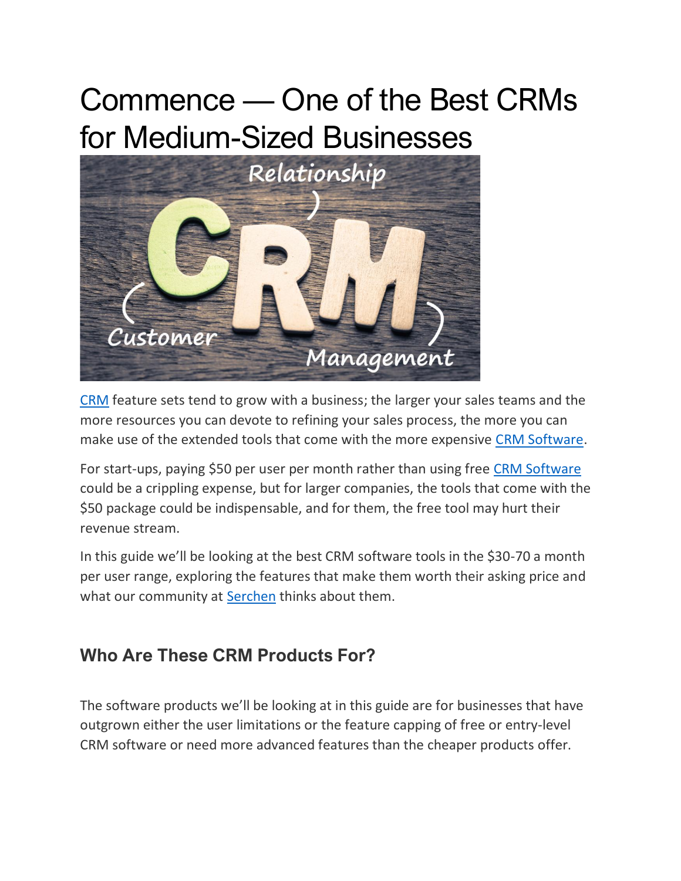# Commence — One of the Best CRMs for Medium-Sized Businesses

CRM feature sets tend to grow with a business; the larger your sales teams and the more resources you can devote to refining your sales process, the more you can make use of the extended tools that come with the more expensive CRM Software.

For start-ups, paying $50 per user per month rather than using free CRM Software could be a crippling expense, but for larger companies, the tools that come with the $50 package could be indispensable, and for them, the free tool may hurt their revenue stream.

In this guide we'll be looking at the best CRM software tools in the $30-70 a month per user range, exploring the features that make them worth their asking price and what our community at Serchen thinks about them.

## Who Are These CRM Products For?

The software products we'll be looking at in this guide are for businesses that have outgrown either the user limitations or the feature capping of free or entry-level CRM software or need more advanced features than the cheaper products offer.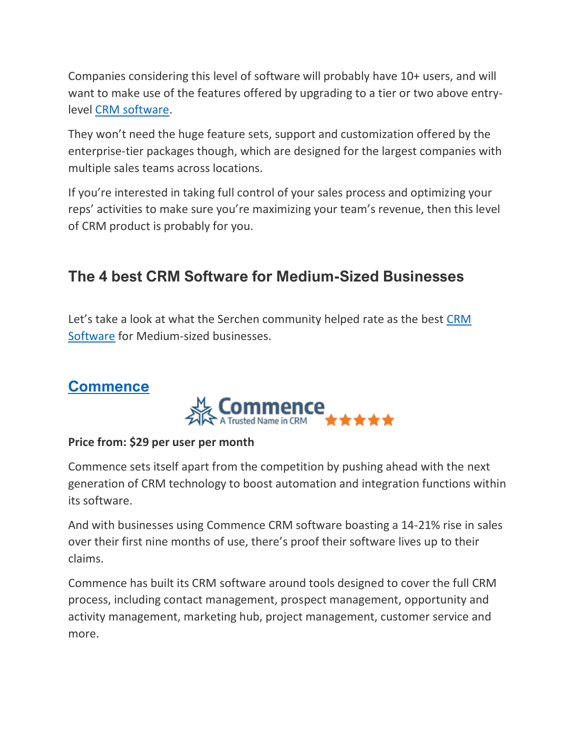Companies considering this level of software will probably have 10+ users, and will want to make use of the features offered by upgrading to a tier or two above entry-level CRM software.

They won't need the huge feature sets, support and customization offered by the enterprise-tier packages though, which are designed for the largest companies with multiple sales teams across locations.

If you're interested in taking full control of your sales process and optimizing your reps' activities to make sure you're maximizing your team's revenue, then this level of CRM product is probably for you.

## The 4 best CRM Software for Medium-Sized Businesses

Let's take a look at what the Serchen community helped rate as the best CRM Software for Medium-sized businesses.

### Commence

**Price from: $29 per user per month**

Commence sets itself apart from the competition by pushing ahead with the next generation of CRM technology to boost automation and integration functions within its software.

And with businesses using Commence CRM software boasting a 14-21% rise in sales over their first nine months of use, there's proof their software lives up to their claims.

Commence has built its CRM software around tools designed to cover the full CRM process, including contact management, prospect management, opportunity and activity management, marketing hub, project management, customer service and more.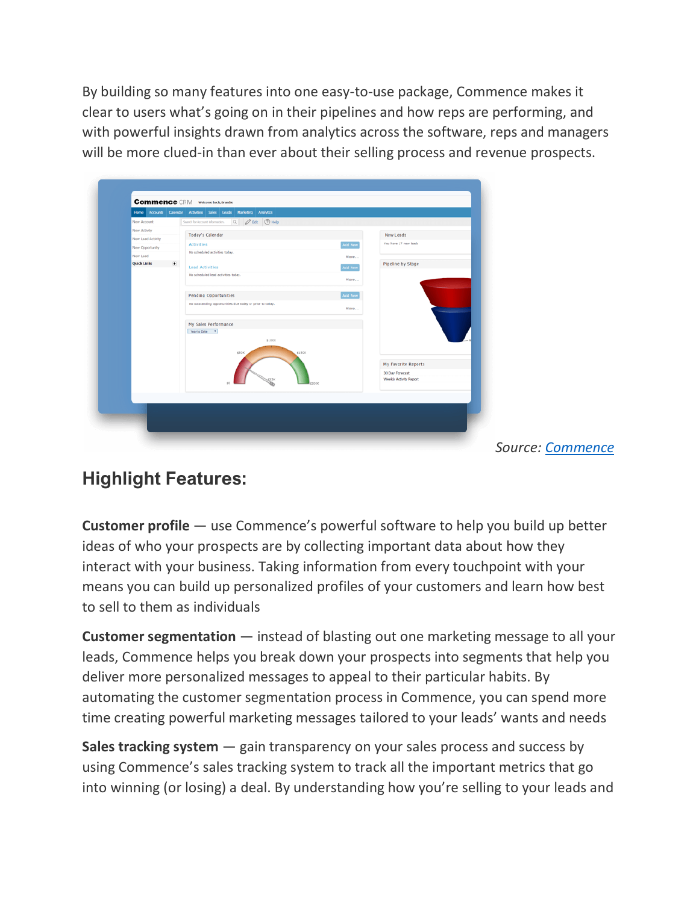By building so many features into one easy-to-use package, Commence makes it clear to users what's going on in their pipelines and how reps are performing, and with powerful insights drawn from analytics across the software, reps and managers will be more clued-in than ever about their selling process and revenue prospects.

*Source: [Commence]*

## Highlight Features:

**Customer profile** — use Commence's powerful software to help you build up better ideas of who your prospects are by collecting important data about how they interact with your business. Taking information from every touchpoint with your means you can build up personalized profiles of your customers and learn how best to sell to them as individuals

**Customer segmentation** — instead of blasting out one marketing message to all your leads, Commence helps you break down your prospects into segments that help you deliver more personalized messages to appeal to their particular habits. By automating the customer segmentation process in Commence, you can spend more time creating powerful marketing messages tailored to your leads' wants and needs

**Sales tracking system** — gain transparency on your sales process and success by using Commence's sales tracking system to track all the important metrics that go into winning (or losing) a deal. By understanding how you're selling to your leads and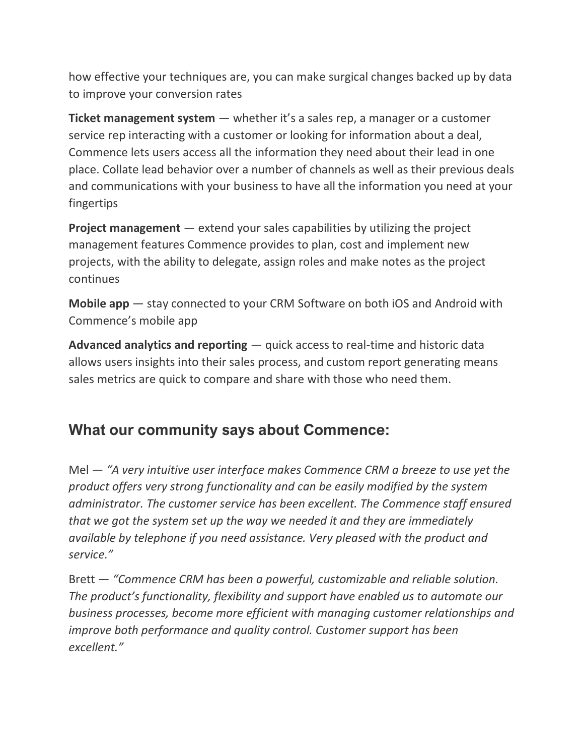how effective your techniques are, you can make surgical changes backed up by data to improve your conversion rates

**Ticket management system** — whether it's a sales rep, a manager or a customer service rep interacting with a customer or looking for information about a deal, Commence lets users access all the information they need about their lead in one place. Collate lead behavior over a number of channels as well as their previous deals and communications with your business to have all the information you need at your fingertips

**Project management** — extend your sales capabilities by utilizing the project management features Commence provides to plan, cost and implement new projects, with the ability to delegate, assign roles and make notes as the project continues

**Mobile app** — stay connected to your CRM Software on both iOS and Android with Commence's mobile app

**Advanced analytics and reporting** — quick access to real-time and historic data allows users insights into their sales process, and custom report generating means sales metrics are quick to compare and share with those who need them.

## What our community says about Commence:

Mel — *"A very intuitive user interface makes Commence CRM a breeze to use yet the product offers very strong functionality and can be easily modified by the system administrator. The customer service has been excellent. The Commence staff ensured that we got the system set up the way we needed it and they are immediately available by telephone if you need assistance. Very pleased with the product and service."*

Brett — *"Commence CRM has been a powerful, customizable and reliable solution. The product's functionality, flexibility and support have enabled us to automate our business processes, become more efficient with managing customer relationships and improve both performance and quality control. Customer support has been excellent."*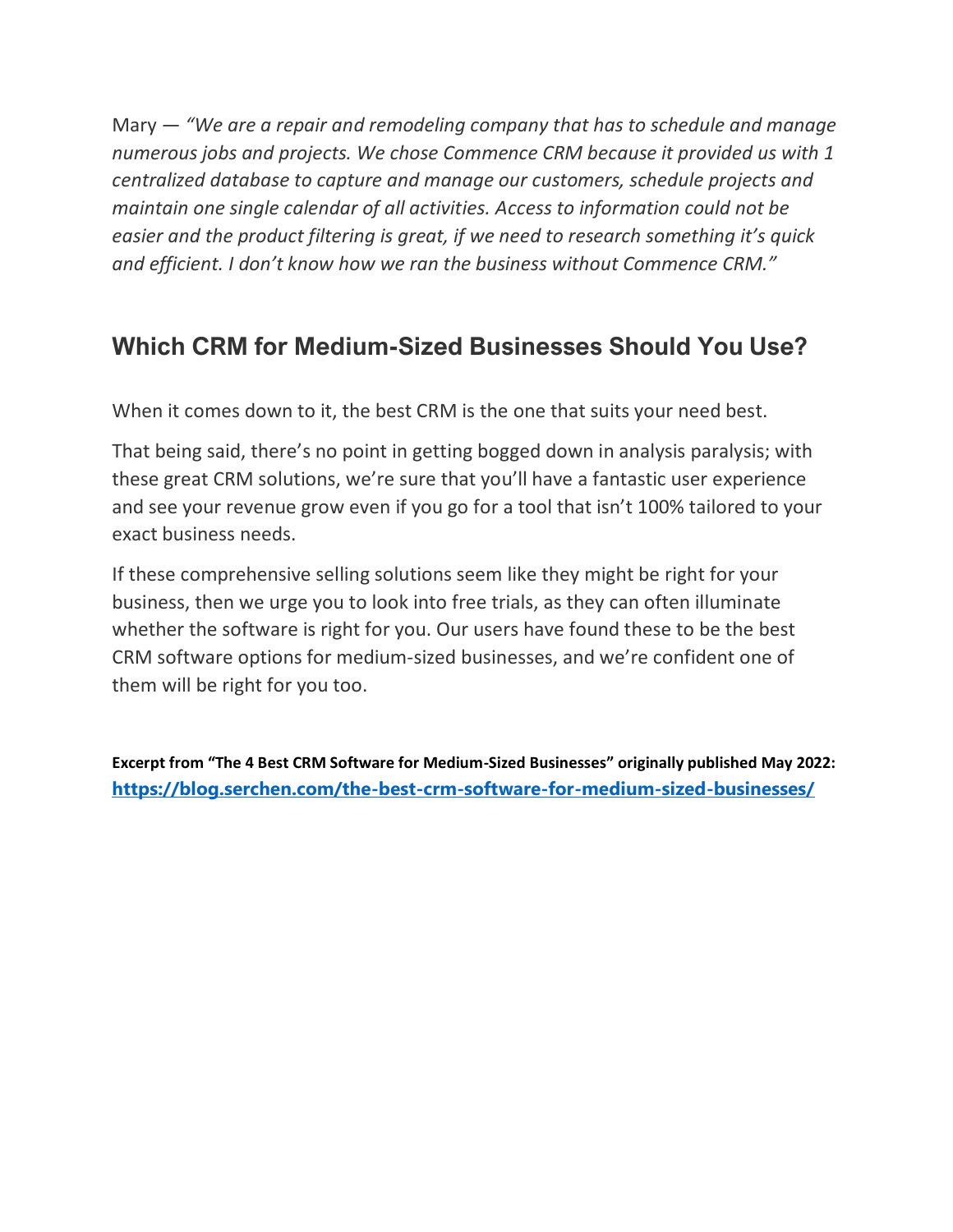Mary — *"We are a repair and remodeling company that has to schedule and manage numerous jobs and projects. We chose Commence CRM because it provided us with 1 centralized database to capture and manage our customers, schedule projects and maintain one single calendar of all activities. Access to information could not be easier and the product filtering is great, if we need to research something it's quick and efficient. I don't know how we ran the business without Commence CRM."*

## Which CRM for Medium-Sized Businesses Should You Use?

When it comes down to it, the best CRM is the one that suits your need best.

That being said, there's no point in getting bogged down in analysis paralysis; with these great CRM solutions, we're sure that you'll have a fantastic user experience and see your revenue grow even if you go for a tool that isn't 100% tailored to your exact business needs.

If these comprehensive selling solutions seem like they might be right for your business, then we urge you to look into free trials, as they can often illuminate whether the software is right for you. Our users have found these to be the best CRM software options for medium-sized businesses, and we're confident one of them will be right for you too.

**Excerpt from "The 4 Best CRM Software for Medium-Sized Businesses" originally published May 2022:** **[https://blog.serchen.com/the-best-crm-software-for-medium-sized-businesses/](https://blog.serchen.com/the-best-crm-software-for-medium-sized-businesses/)**